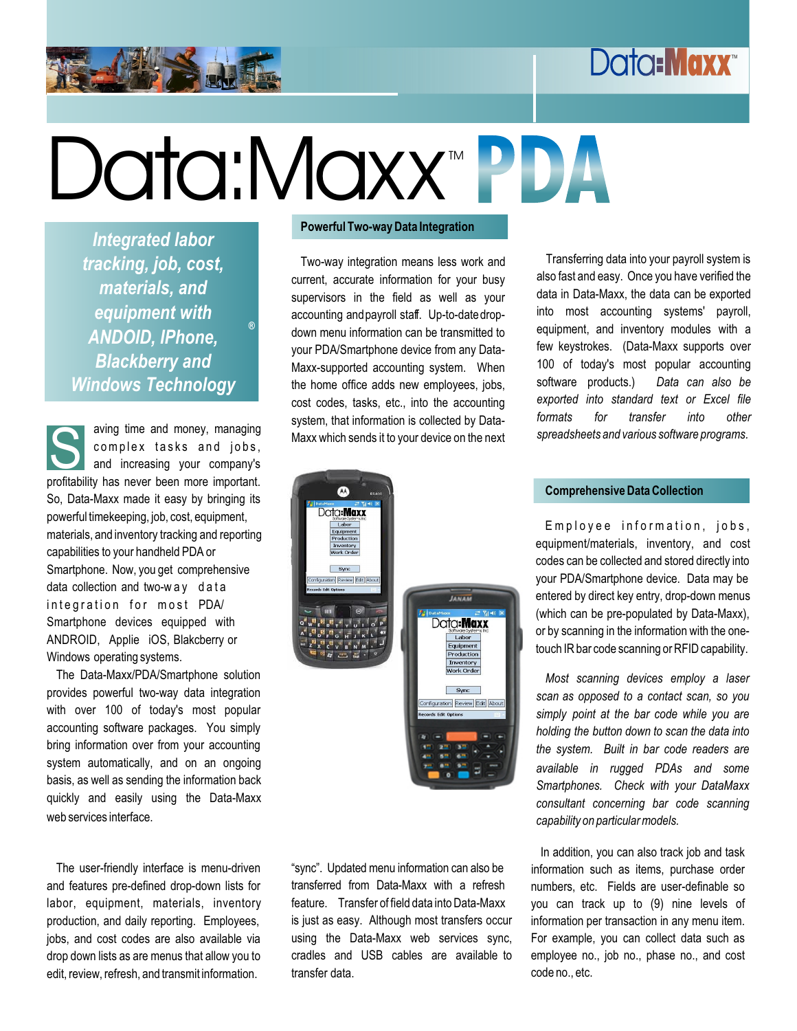# Data:Maxx™ PDA

*Integrated labor tracking, job, cost, materials, and equipment with ANDOID, IPhone, Blackberry® and Windows Technology*

Saving time and money, managing complex tasks and jobs, and increasing your company's profitability has never been more important. So, Data-Maxx made it easy by bringing its powerful timekeeping, job, cost, equipment, materials, and inventory tracking and reporting capabilities to your handheld PDA or Smartphone. Now, you get comprehensive data collection and two-way data integration for most PDA/Smartphone devices equipped with ANDROID, Applie iOS, Blakcberry or Windows operating systems.

The Data-Maxx/PDA/Smartphone solution provides powerful two-way data integration with over 100 of today's most popular accounting software packages. You simply bring information over from your accounting system automatically, and on an ongoing basis, as well as sending the information back quickly and easily using the Data-Maxx web services interface.

The user-friendly interface is menu-driven and features pre-defined drop-down lists for labor, equipment, materials, inventory production, and daily reporting. Employees, jobs, and cost codes are also available via drop down lists as are menus that allow you to edit, review, refresh, and transmit information.

## Powerful Two-way Data Integration

Two-way integration means less work and current, accurate information for your busy supervisors in the field as well as your accounting and payroll staff. Up-to-date drop-down menu information can be transmitted to your PDA/Smartphone device from any Data-Maxx-supported accounting system. When the home office adds new employees, jobs, cost codes, tasks, etc., into the accounting system, that information is collected by Data-Maxx which sends it to your device on the next "sync". Updated menu information can also be transferred from Data-Maxx with a refresh feature. Transfer of field data into Data-Maxx is just as easy. Although most transfers occur using the Data-Maxx web services sync, cradles and USB cables are available to transfer data.

Transferring data into your payroll system is also fast and easy. Once you have verified the data in Data-Maxx, the data can be exported into most accounting systems' payroll, equipment, and inventory modules with a few keystrokes. (Data-Maxx supports over 100 of today's most popular accounting software products.) *Data can also be exported into standard text or Excel file formats for transfer into other spreadsheets and various software programs.*

## Comprehensive Data Collection

Employee information, jobs, equipment/materials, inventory, and cost codes can be collected and stored directly into your PDA/Smartphone device. Data may be entered by direct key entry, drop-down menus (which can be pre-populated by Data-Maxx), or by scanning in the information with the one-touch IR bar code scanning or RFID capability.

*Most scanning devices employ a laser scan as opposed to a contact scan, so you simply point at the bar code while you are holding the button down to scan the data into the system. Built in bar code readers are available in rugged PDAs and some Smartphones. Check with your DataMaxx consultant concerning bar code scanning capability on particular models.*

In addition, you can also track job and task information such as items, purchase order numbers, etc. Fields are user-definable so you can track up to (9) nine levels of information per transaction in any menu item. For example, you can collect data such as employee no., job no., phase no., and cost code no., etc.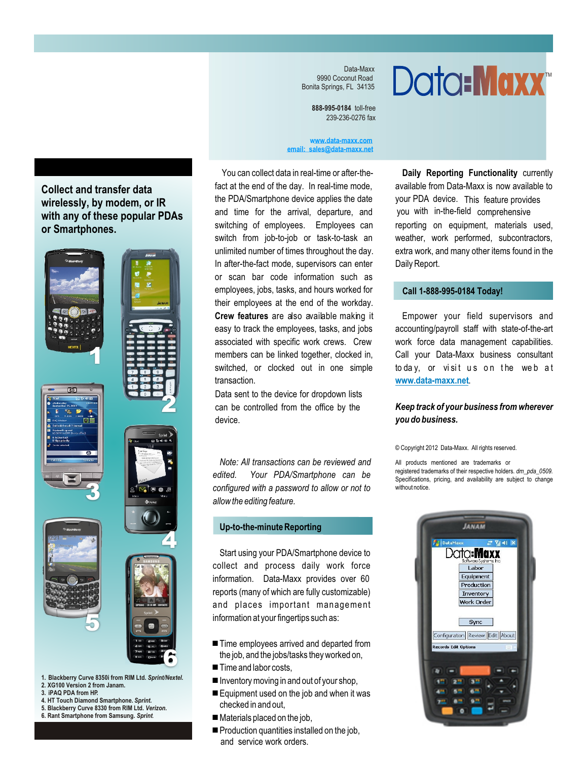Data-Maxx
9990 Coconut Road
Bonita Springs, FL 34135

**888-995-0184** toll-free
239-236-0276 fax

www.data-maxx.com
email: sales@data-maxx.net

## Collect and transfer data wirelessly, by modem, or IR with any of these popular PDAs or Smartphones.

1. Blackberry Curve 8350i from RIM Ltd. *Sprint/Nextel.*
2. XG100 Version 2 from Janam.
3. iPAQ PDA from HP.
4. HT Touch Diamond Smartphone. *Sprint.*
5. Blackberry Curve 8330 from RIM Ltd. *Verizon.*
6. Rant Smartphone from Samsung. *Sprint.*

You can collect data in real-time or after-the-fact at the end of the day. In real-time mode, the PDA/Smartphone device applies the date and time for the arrival, departure, and switching of employees. Employees can switch from job-to-job or task-to-task an unlimited number of times throughout the day. In after-the-fact mode, supervisors can enter or scan bar code information such as employees, jobs, tasks, and hours worked for their employees at the end of the workday. **Crew features** are also available making it easy to track the employees, tasks, and jobs associated with specific work crews. Crew members can be linked together, clocked in, switched, or clocked out in one simple transaction.

Data sent to the device for dropdown lists can be controlled from the office by the device.

*Note: All transactions can be reviewed and edited. Your PDA/Smartphone can be configured with a password to allow or not to allow the editing feature.*

## Up-to-the-minute Reporting

Start using your PDA/Smartphone device to collect and process daily work force information. Data-Maxx provides over 60 reports (many of which are fully customizable) and places important management information at your fingertips such as:

- Time employees arrived and departed from the job, and the jobs/tasks they worked on,
- Time and labor costs,
- Inventory moving in and out of your shop,
- Equipment used on the job and when it was checked in and out,
- Materials placed on the job,
- Production quantities installed on the job, and service work orders.

**Daily Reporting Functionality** currently available from Data-Maxx is now available to your PDA device. This feature provides you with in-the-field comprehensive reporting on equipment, materials used, weather, work performed, subcontractors, extra work, and many other items found in the Daily Report.

## Call 1-888-995-0184 Today!

Empower your field supervisors and accounting/payroll staff with state-of-the-art work force data management capabilities. Call your Data-Maxx business consultant today, or visit us on the web at www.data-maxx.net.

***Keep track of your business from wherever you do business.***

© Copyright 2012 Data-Maxx. All rights reserved.

All products mentioned are trademarks or registered trademarks of their respective holders. *dm_pda_0509.* Specifications, pricing, and availability are subject to change without notice.